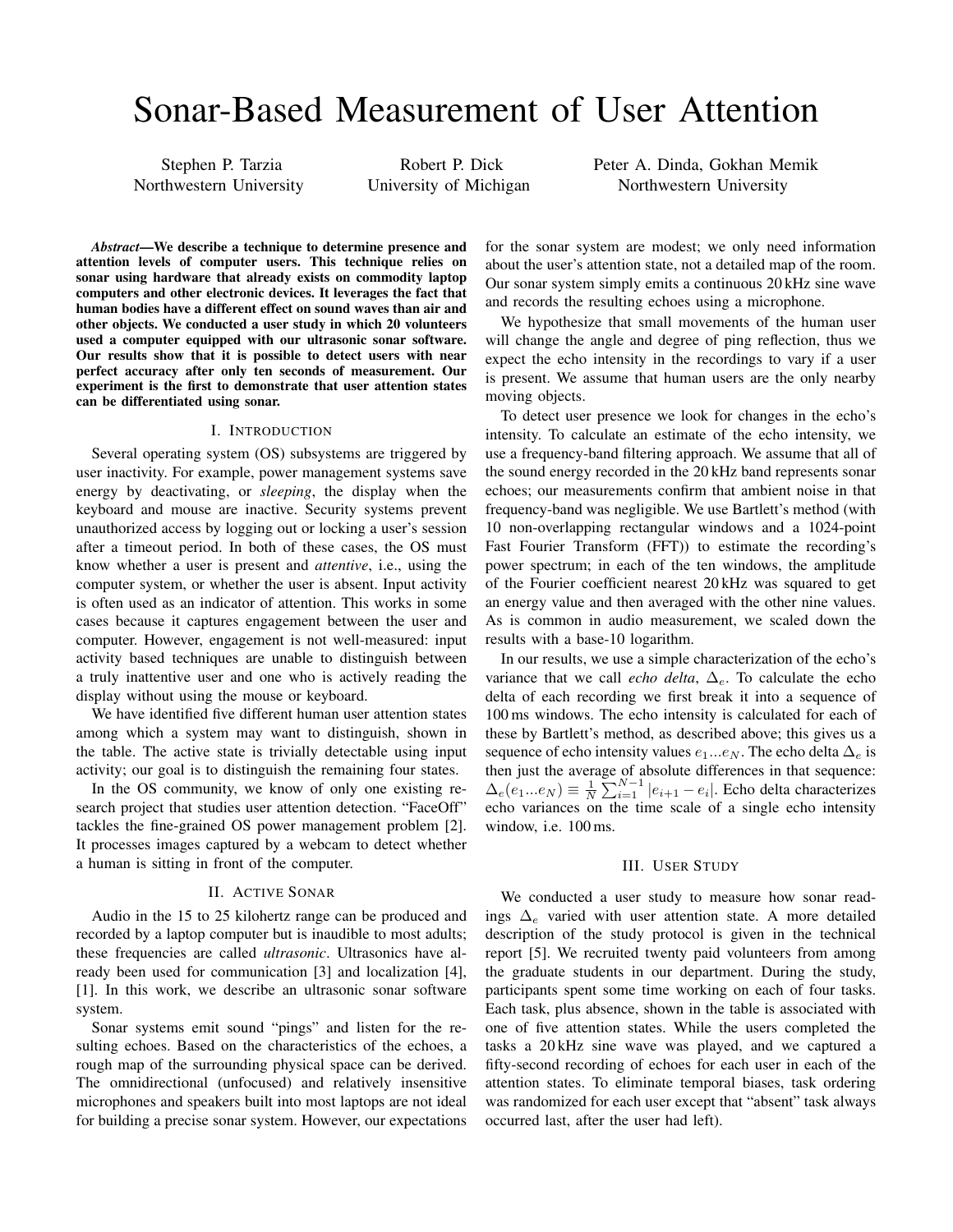# Sonar-Based Measurement of User Attention

Stephen P. Tarzia
Northwestern University

Robert P. Dick
University of Michigan

Peter A. Dinda, Gokhan Memik
Northwestern University

***Abstract*—We describe a technique to determine presence and attention levels of computer users. This technique relies on sonar using hardware that already exists on commodity laptop computers and other electronic devices. It leverages the fact that human bodies have a different effect on sound waves than air and other objects. We conducted a user study in which 20 volunteers used a computer equipped with our ultrasonic sonar software. Our results show that it is possible to detect users with near perfect accuracy after only ten seconds of measurement. Our experiment is the first to demonstrate that user attention states can be differentiated using sonar.**

## I. Introduction

Several operating system (OS) subsystems are triggered by user inactivity. For example, power management systems save energy by deactivating, or *sleeping*, the display when the keyboard and mouse are inactive. Security systems prevent unauthorized access by logging out or locking a user's session after a timeout period. In both of these cases, the OS must know whether a user is present and *attentive*, i.e., using the computer system, or whether the user is absent. Input activity is often used as an indicator of attention. This works in some cases because it captures engagement between the user and computer. However, engagement is not well-measured: input activity based techniques are unable to distinguish between a truly inattentive user and one who is actively reading the display without using the mouse or keyboard.

We have identified five different human user attention states among which a system may want to distinguish, shown in the table. The active state is trivially detectable using input activity; our goal is to distinguish the remaining four states.

In the OS community, we know of only one existing research project that studies user attention detection. "FaceOff" tackles the fine-grained OS power management problem [2]. It processes images captured by a webcam to detect whether a human is sitting in front of the computer.

## II. Active Sonar

Audio in the 15 to 25 kilohertz range can be produced and recorded by a laptop computer but is inaudible to most adults; these frequencies are called *ultrasonic*. Ultrasonics have already been used for communication [3] and localization [4], [1]. In this work, we describe an ultrasonic sonar software system.

Sonar systems emit sound "pings" and listen for the resulting echoes. Based on the characteristics of the echoes, a rough map of the surrounding physical space can be derived. The omnidirectional (unfocused) and relatively insensitive microphones and speakers built into most laptops are not ideal for building a precise sonar system. However, our expectations for the sonar system are modest; we only need information about the user's attention state, not a detailed map of the room. Our sonar system simply emits a continuous 20 kHz sine wave and records the resulting echoes using a microphone.

We hypothesize that small movements of the human user will change the angle and degree of ping reflection, thus we expect the echo intensity in the recordings to vary if a user is present. We assume that human users are the only nearby moving objects.

To detect user presence we look for changes in the echo's intensity. To calculate an estimate of the echo intensity, we use a frequency-band filtering approach. We assume that all of the sound energy recorded in the 20 kHz band represents sonar echoes; our measurements confirm that ambient noise in that frequency-band was negligible. We use Bartlett's method (with 10 non-overlapping rectangular windows and a 1024-point Fast Fourier Transform (FFT)) to estimate the recording's power spectrum; in each of the ten windows, the amplitude of the Fourier coefficient nearest 20 kHz was squared to get an energy value and then averaged with the other nine values. As is common in audio measurement, we scaled down the results with a base-10 logarithm.

In our results, we use a simple characterization of the echo's variance that we call *echo delta*, $\Delta_e$. To calculate the echo delta of each recording we first break it into a sequence of 100 ms windows. The echo intensity is calculated for each of these by Bartlett's method, as described above; this gives us a sequence of echo intensity values $e_1 ... e_N$. The echo delta $\Delta_e$ is then just the average of absolute differences in that sequence: $\Delta_e(e_1 ... e_N) \equiv \frac{1}{N} \sum_{i=1}^{N-1} |e_{i+1} - e_i|$. Echo delta characterizes echo variances on the time scale of a single echo intensity window, i.e. 100 ms.

## III. User Study

We conducted a user study to measure how sonar readings $\Delta_e$ varied with user attention state. A more detailed description of the study protocol is given in the technical report [5]. We recruited twenty paid volunteers from among the graduate students in our department. During the study, participants spent some time working on each of four tasks. Each task, plus absence, shown in the table is associated with one of five attention states. While the users completed the tasks a 20 kHz sine wave was played, and we captured a fifty-second recording of echoes for each user in each of the attention states. To eliminate temporal biases, task ordering was randomized for each user except that "absent" task always occurred last, after the user had left).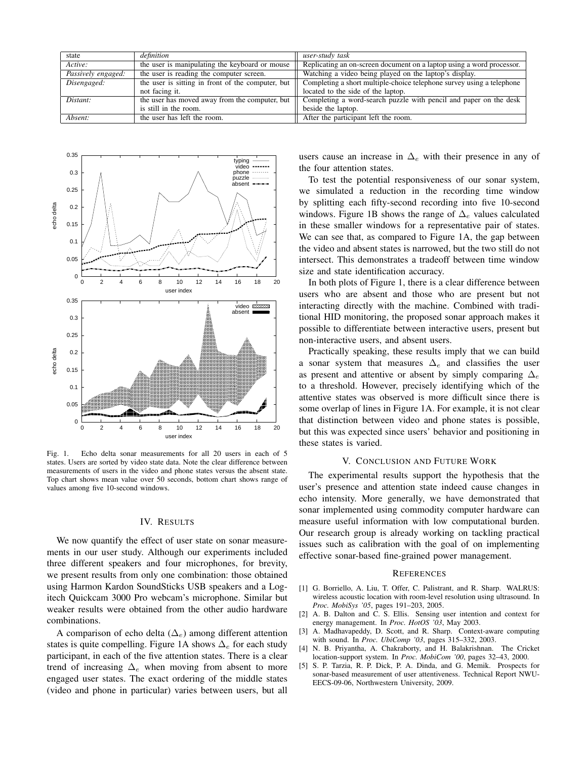| state | *definition* | *user-study task* |
|---|---|---|
| *Active:* | the user is manipulating the keyboard or mouse | Replicating an on-screen document on a laptop using a word processor. |
| *Passively engaged:* | the user is reading the computer screen. | Watching a video being played on the laptop's display. |
| *Disengaged:* | the user is sitting in front of the computer, but not facing it. | Completing a short multiple-choice telephone survey using a telephone located to the side of the laptop. |
| *Distant:* | the user has moved away from the computer, but is still in the room. | Completing a word-search puzzle with pencil and paper on the desk beside the laptop. |
| *Absent:* | the user has left the room. | After the participant left the room. |

echo delta
user index
typing
video
phone
puzzle
absent
0.35
0.3
0.25
0.2
0.15
0.1
0.05
0
0 2 4 6 8 10 12 14 16 18 20

echo delta
user index
video
absent
0.35
0.3
0.25
0.2
0.15
0.1
0.05
0
0 2 4 6 8 10 12 14 16 18 20

Fig. 1. Echo delta sonar measurements for all 20 users in each of 5 states. Users are sorted by video state data. Note the clear difference between measurements of users in the video and phone states versus the absent state. Top chart shows mean value over 50 seconds, bottom chart shows range of values among five 10-second windows.

## IV. Results

We now quantify the effect of user state on sonar measurements in our user study. Although our experiments included three different speakers and four microphones, for brevity, we present results from only one combination: those obtained using Harmon Kardon SoundSticks USB speakers and a Logitech Quickcam 3000 Pro webcam's microphone. Similar but weaker results were obtained from the other audio hardware combinations.

A comparison of echo delta ($\Delta_e$) among different attention states is quite compelling. Figure 1A shows $\Delta_e$ for each study participant, in each of the five attention states. There is a clear trend of increasing $\Delta_e$ when moving from absent to more engaged user states. The exact ordering of the middle states (video and phone in particular) varies between users, but all users cause an increase in $\Delta_e$ with their presence in any of the four attention states.

To test the potential responsiveness of our sonar system, we simulated a reduction in the recording time window by splitting each fifty-second recording into five 10-second windows. Figure 1B shows the range of $\Delta_e$ values calculated in these smaller windows for a representative pair of states. We can see that, as compared to Figure 1A, the gap between the video and absent states is narrowed, but the two still do not intersect. This demonstrates a tradeoff between time window size and state identification accuracy.

In both plots of Figure 1, there is a clear difference between users who are absent and those who are present but not interacting directly with the machine. Combined with traditional HID monitoring, the proposed sonar approach makes it possible to differentiate between interactive users, present but non-interactive users, and absent users.

Practically speaking, these results imply that we can build a sonar system that measures $\Delta_e$ and classifies the user as present and attentive or absent by simply comparing $\Delta_e$ to a threshold. However, precisely identifying which of the attentive states was observed is more difficult since there is some overlap of lines in Figure 1A. For example, it is not clear that distinction between video and phone states is possible, but this was expected since users' behavior and positioning in these states is varied.

## V. Conclusion and Future Work

The experimental results support the hypothesis that the user's presence and attention state indeed cause changes in echo intensity. More generally, we have demonstrated that sonar implemented using commodity computer hardware can measure useful information with low computational burden. Our research group is already working on tackling practical issues such as calibration with the goal of on implementing effective sonar-based fine-grained power management.

## References

[1] G. Borriello, A. Liu, T. Offer, C. Palistrant, and R. Sharp. WALRUS: wireless acoustic location with room-level resolution using ultrasound. In *Proc. MobiSys '05*, pages 191–203, 2005.

[2] A. B. Dalton and C. S. Ellis. Sensing user intention and context for energy management. In *Proc. HotOS '03*, May 2003.

[3] A. Madhavapeddy, D. Scott, and R. Sharp. Context-aware computing with sound. In *Proc. UbiComp '03*, pages 315–332, 2003.

[4] N. B. Priyantha, A. Chakraborty, and H. Balakrishnan. The Cricket location-support system. In *Proc. MobiCom '00*, pages 32–43, 2000.

[5] S. P. Tarzia, R. P. Dick, P. A. Dinda, and G. Memik. Prospects for sonar-based measurement of user attentiveness. Technical Report NWU-EECS-09-06, Northwestern University, 2009.